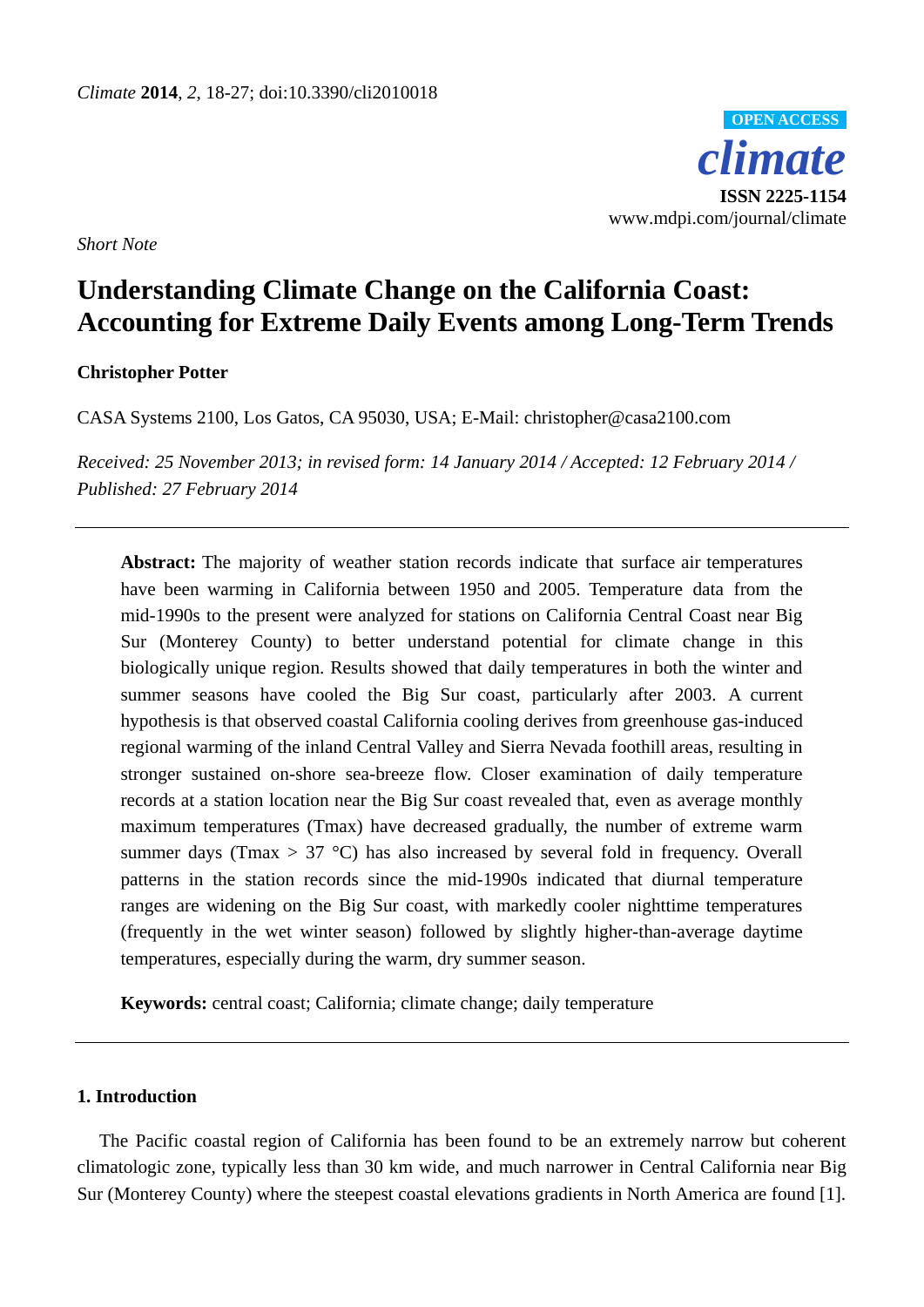*Short Note*

# Understanding Climate Change on the California Coast: Accounting for Extreme Daily Events among Long-Term Trends

**Christopher Potter**

CASA Systems 2100, Los Gatos, CA 95030, USA; E-Mail: christopher@casa2100.com

*Received: 25 November 2013; in revised form: 14 January 2014 / Accepted: 12 February 2014 / Published: 27 February 2014*

---

**Abstract:** The majority of weather station records indicate that surface air temperatures have been warming in California between 1950 and 2005. Temperature data from the mid-1990s to the present were analyzed for stations on California Central Coast near Big Sur (Monterey County) to better understand potential for climate change in this biologically unique region. Results showed that daily temperatures in both the winter and summer seasons have cooled the Big Sur coast, particularly after 2003. A current hypothesis is that observed coastal California cooling derives from greenhouse gas-induced regional warming of the inland Central Valley and Sierra Nevada foothill areas, resulting in stronger sustained on-shore sea-breeze flow. Closer examination of daily temperature records at a station location near the Big Sur coast revealed that, even as average monthly maximum temperatures (Tmax) have decreased gradually, the number of extreme warm summer days (Tmax > 37 °C) has also increased by several fold in frequency. Overall patterns in the station records since the mid-1990s indicated that diurnal temperature ranges are widening on the Big Sur coast, with markedly cooler nighttime temperatures (frequently in the wet winter season) followed by slightly higher-than-average daytime temperatures, especially during the warm, dry summer season.

**Keywords:** central coast; California; climate change; daily temperature

---

## 1. Introduction

The Pacific coastal region of California has been found to be an extremely narrow but coherent climatologic zone, typically less than 30 km wide, and much narrower in Central California near Big Sur (Monterey County) where the steepest coastal elevations gradients in North America are found [1].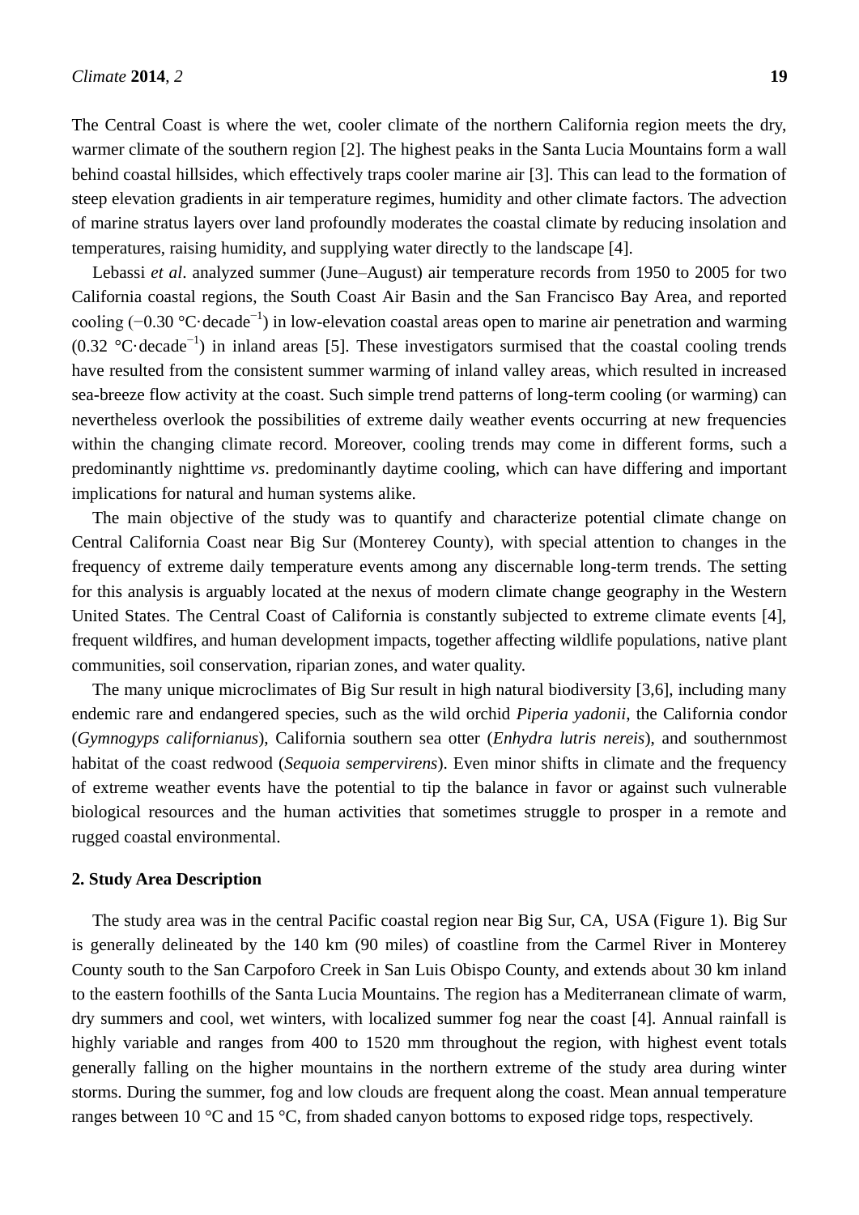The Central Coast is where the wet, cooler climate of the northern California region meets the dry, warmer climate of the southern region [2]. The highest peaks in the Santa Lucia Mountains form a wall behind coastal hillsides, which effectively traps cooler marine air [3]. This can lead to the formation of steep elevation gradients in air temperature regimes, humidity and other climate factors. The advection of marine stratus layers over land profoundly moderates the coastal climate by reducing insolation and temperatures, raising humidity, and supplying water directly to the landscape [4].

Lebassi *et al*. analyzed summer (June–August) air temperature records from 1950 to 2005 for two California coastal regions, the South Coast Air Basin and the San Francisco Bay Area, and reported cooling ($-0.30$ °C·decade$^{-1}$) in low-elevation coastal areas open to marine air penetration and warming (0.32 °C·decade$^{-1}$) in inland areas [5]. These investigators surmised that the coastal cooling trends have resulted from the consistent summer warming of inland valley areas, which resulted in increased sea-breeze flow activity at the coast. Such simple trend patterns of long-term cooling (or warming) can nevertheless overlook the possibilities of extreme daily weather events occurring at new frequencies within the changing climate record. Moreover, cooling trends may come in different forms, such a predominantly nighttime *vs*. predominantly daytime cooling, which can have differing and important implications for natural and human systems alike.

The main objective of the study was to quantify and characterize potential climate change on Central California Coast near Big Sur (Monterey County), with special attention to changes in the frequency of extreme daily temperature events among any discernable long-term trends. The setting for this analysis is arguably located at the nexus of modern climate change geography in the Western United States. The Central Coast of California is constantly subjected to extreme climate events [4], frequent wildfires, and human development impacts, together affecting wildlife populations, native plant communities, soil conservation, riparian zones, and water quality.

The many unique microclimates of Big Sur result in high natural biodiversity [3,6], including many endemic rare and endangered species, such as the wild orchid *Piperia yadonii*, the California condor (*Gymnogyps californianus*), California southern sea otter (*Enhydra lutris nereis*), and southernmost habitat of the coast redwood (*Sequoia sempervirens*). Even minor shifts in climate and the frequency of extreme weather events have the potential to tip the balance in favor or against such vulnerable biological resources and the human activities that sometimes struggle to prosper in a remote and rugged coastal environmental.

## 2. Study Area Description

The study area was in the central Pacific coastal region near Big Sur, CA, USA (Figure 1). Big Sur is generally delineated by the 140 km (90 miles) of coastline from the Carmel River in Monterey County south to the San Carpoforo Creek in San Luis Obispo County, and extends about 30 km inland to the eastern foothills of the Santa Lucia Mountains. The region has a Mediterranean climate of warm, dry summers and cool, wet winters, with localized summer fog near the coast [4]. Annual rainfall is highly variable and ranges from 400 to 1520 mm throughout the region, with highest event totals generally falling on the higher mountains in the northern extreme of the study area during winter storms. During the summer, fog and low clouds are frequent along the coast. Mean annual temperature ranges between 10 °C and 15 °C, from shaded canyon bottoms to exposed ridge tops, respectively.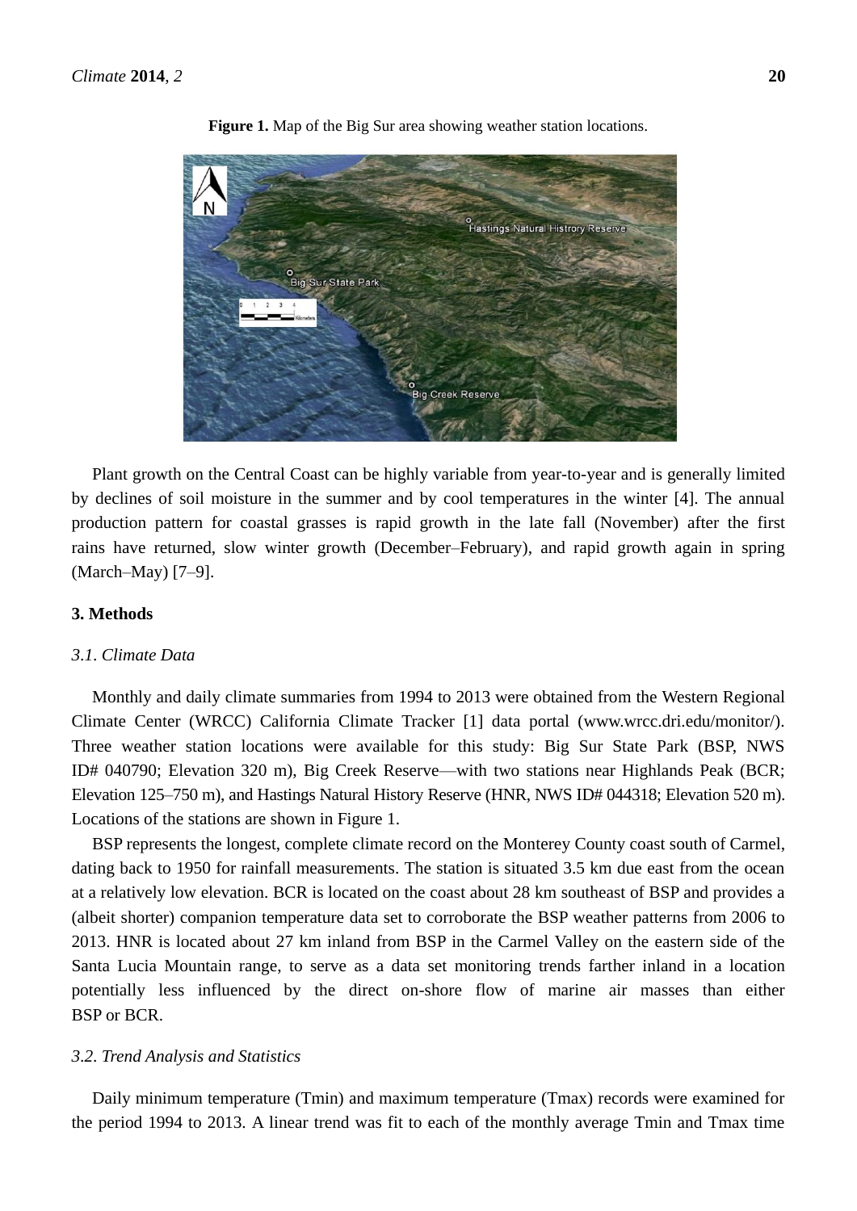**Figure 1.** Map of the Big Sur area showing weather station locations.

Plant growth on the Central Coast can be highly variable from year-to-year and is generally limited by declines of soil moisture in the summer and by cool temperatures in the winter [4]. The annual production pattern for coastal grasses is rapid growth in the late fall (November) after the first rains have returned, slow winter growth (December–February), and rapid growth again in spring (March–May) [7–9].

## 3. Methods

### *3.1. Climate Data*

Monthly and daily climate summaries from 1994 to 2013 were obtained from the Western Regional Climate Center (WRCC) California Climate Tracker [1] data portal (www.wrcc.dri.edu/monitor/). Three weather station locations were available for this study: Big Sur State Park (BSP, NWS ID# 040790; Elevation 320 m), Big Creek Reserve—with two stations near Highlands Peak (BCR; Elevation 125–750 m), and Hastings Natural History Reserve (HNR, NWS ID# 044318; Elevation 520 m). Locations of the stations are shown in Figure 1.

BSP represents the longest, complete climate record on the Monterey County coast south of Carmel, dating back to 1950 for rainfall measurements. The station is situated 3.5 km due east from the ocean at a relatively low elevation. BCR is located on the coast about 28 km southeast of BSP and provides a (albeit shorter) companion temperature data set to corroborate the BSP weather patterns from 2006 to 2013. HNR is located about 27 km inland from BSP in the Carmel Valley on the eastern side of the Santa Lucia Mountain range, to serve as a data set monitoring trends farther inland in a location potentially less influenced by the direct on-shore flow of marine air masses than either BSP or BCR.

### *3.2. Trend Analysis and Statistics*

Daily minimum temperature (Tmin) and maximum temperature (Tmax) records were examined for the period 1994 to 2013. A linear trend was fit to each of the monthly average Tmin and Tmax time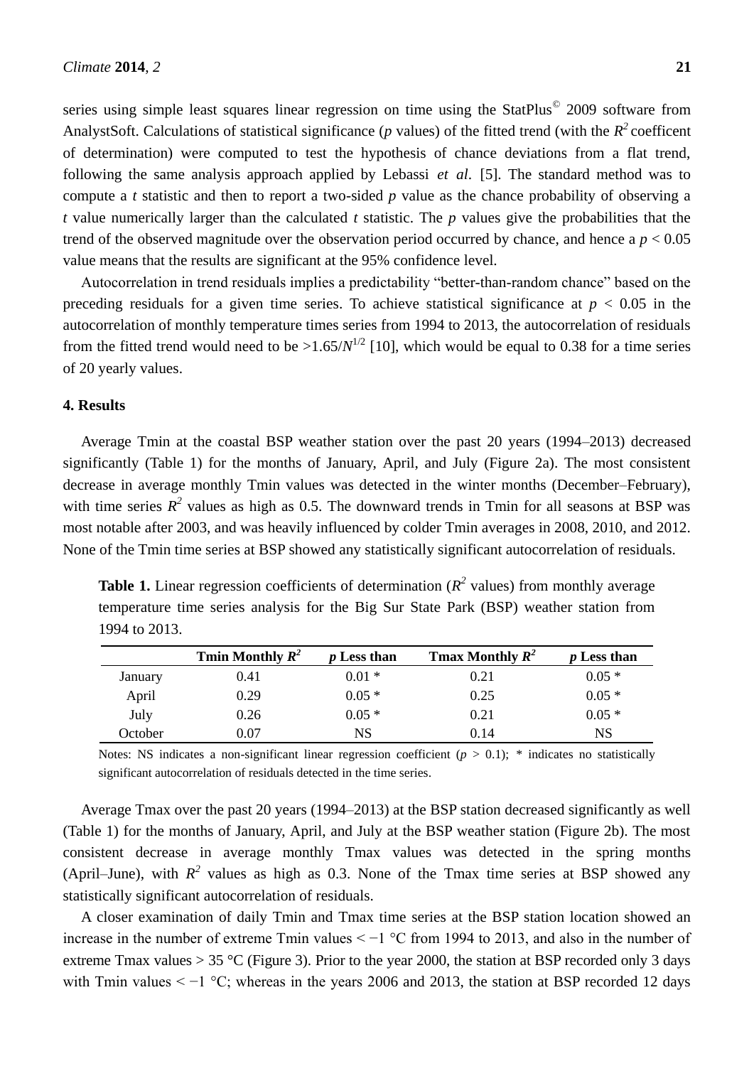series using simple least squares linear regression on time using the StatPlus© 2009 software from AnalystSoft. Calculations of statistical significance (*p* values) of the fitted trend (with the $R^2$ coefficent of determination) were computed to test the hypothesis of chance deviations from a flat trend, following the same analysis approach applied by Lebassi *et al*. [5]. The standard method was to compute a *t* statistic and then to report a two-sided *p* value as the chance probability of observing a *t* value numerically larger than the calculated *t* statistic. The *p* values give the probabilities that the trend of the observed magnitude over the observation period occurred by chance, and hence a $p < 0.05$ value means that the results are significant at the 95% confidence level.

Autocorrelation in trend residuals implies a predictability "better-than-random chance" based on the preceding residuals for a given time series. To achieve statistical significance at $p < 0.05$ in the autocorrelation of monthly temperature times series from 1994 to 2013, the autocorrelation of residuals from the fitted trend would need to be $>1.65/N^{1/2}$ [10], which would be equal to 0.38 for a time series of 20 yearly values.

## 4. Results

Average Tmin at the coastal BSP weather station over the past 20 years (1994–2013) decreased significantly (Table 1) for the months of January, April, and July (Figure 2a). The most consistent decrease in average monthly Tmin values was detected in the winter months (December–February), with time series $R^2$ values as high as 0.5. The downward trends in Tmin for all seasons at BSP was most notable after 2003, and was heavily influenced by colder Tmin averages in 2008, 2010, and 2012. None of the Tmin time series at BSP showed any statistically significant autocorrelation of residuals.

**Table 1.** Linear regression coefficients of determination ($R^2$ values) from monthly average temperature time series analysis for the Big Sur State Park (BSP) weather station from 1994 to 2013.

| | Tmin Monthly $R^2$ | *p* Less than | Tmax Monthly $R^2$ | *p* Less than |
|---|---|---|---|---|
| January | 0.41 | 0.01 * | 0.21 | 0.05 * |
| April | 0.29 | 0.05 * | 0.25 | 0.05 * |
| July | 0.26 | 0.05 * | 0.21 | 0.05 * |
| October | 0.07 | NS | 0.14 | NS |

Notes: NS indicates a non-significant linear regression coefficient ($p > 0.1$); * indicates no statistically significant autocorrelation of residuals detected in the time series.

Average Tmax over the past 20 years (1994–2013) at the BSP station decreased significantly as well (Table 1) for the months of January, April, and July at the BSP weather station (Figure 2b). The most consistent decrease in average monthly Tmax values was detected in the spring months (April–June), with $R^2$ values as high as 0.3. None of the Tmax time series at BSP showed any statistically significant autocorrelation of residuals.

A closer examination of daily Tmin and Tmax time series at the BSP station location showed an increase in the number of extreme Tmin values < −1 °C from 1994 to 2013, and also in the number of extreme Tmax values > 35 °C (Figure 3). Prior to the year 2000, the station at BSP recorded only 3 days with Tmin values < −1 °C; whereas in the years 2006 and 2013, the station at BSP recorded 12 days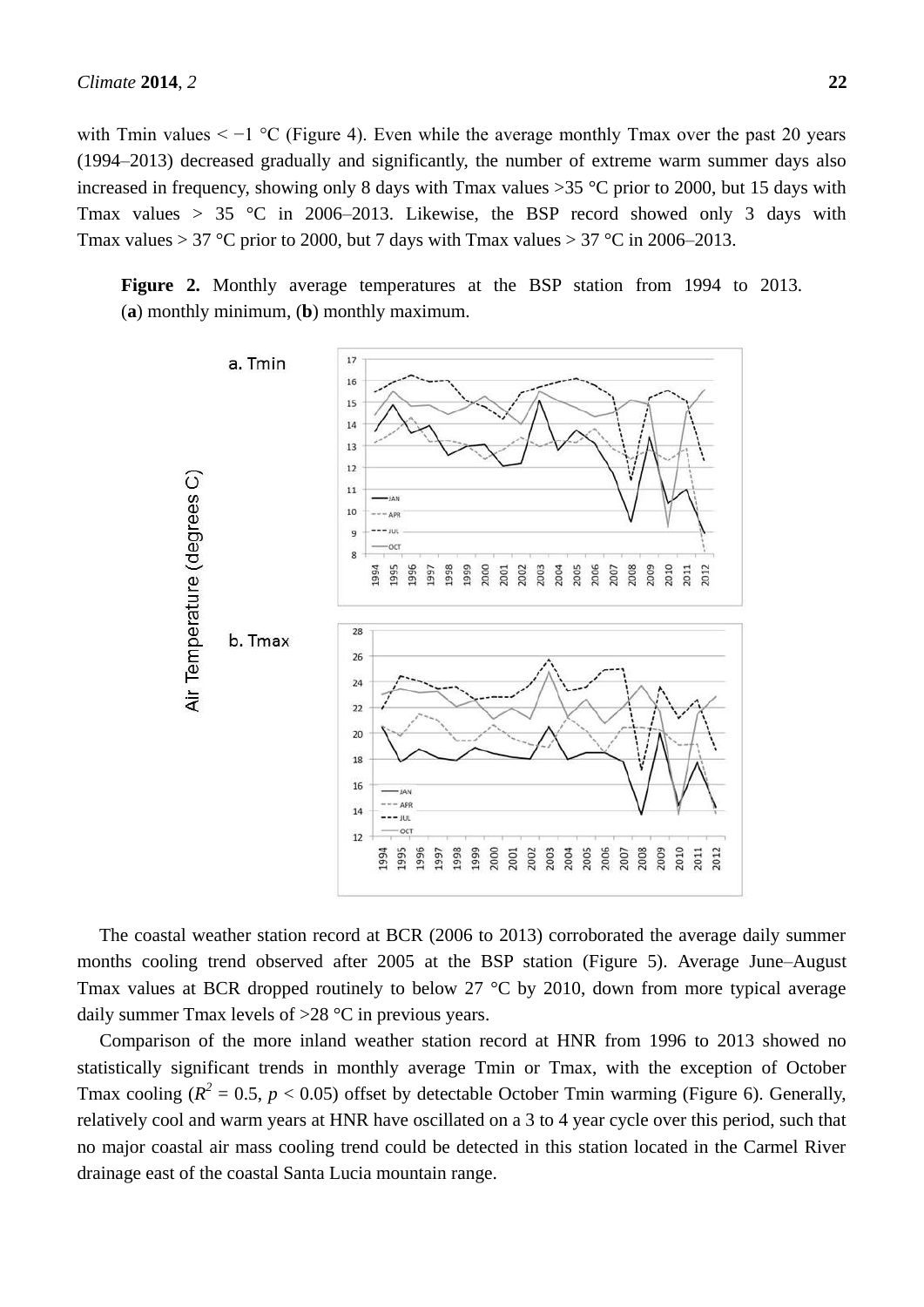with Tmin values < −1 °C (Figure 4). Even while the average monthly Tmax over the past 20 years (1994–2013) decreased gradually and significantly, the number of extreme warm summer days also increased in frequency, showing only 8 days with Tmax values >35 °C prior to 2000, but 15 days with Tmax values > 35 °C in 2006–2013. Likewise, the BSP record showed only 3 days with Tmax values > 37 °C prior to 2000, but 7 days with Tmax values > 37 °C in 2006–2013.

**Figure 2.** Monthly average temperatures at the BSP station from 1994 to 2013. (**a**) monthly minimum, (**b**) monthly maximum.

The coastal weather station record at BCR (2006 to 2013) corroborated the average daily summer months cooling trend observed after 2005 at the BSP station (Figure 5). Average June–August Tmax values at BCR dropped routinely to below 27 °C by 2010, down from more typical average daily summer Tmax levels of >28 °C in previous years.

Comparison of the more inland weather station record at HNR from 1996 to 2013 showed no statistically significant trends in monthly average Tmin or Tmax, with the exception of October Tmax cooling ($R^2 = 0.5$, $p < 0.05$) offset by detectable October Tmin warming (Figure 6). Generally, relatively cool and warm years at HNR have oscillated on a 3 to 4 year cycle over this period, such that no major coastal air mass cooling trend could be detected in this station located in the Carmel River drainage east of the coastal Santa Lucia mountain range.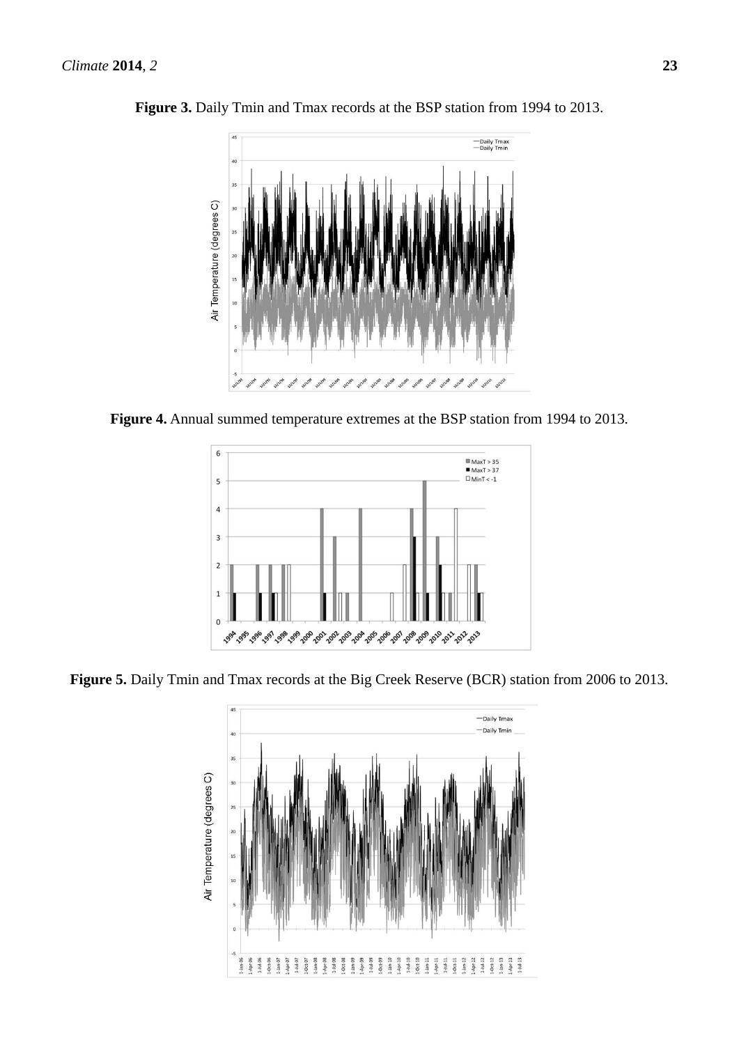**Figure 3.** Daily Tmin and Tmax records at the BSP station from 1994 to 2013.

**Figure 4.** Annual summed temperature extremes at the BSP station from 1994 to 2013.

**Figure 5.** Daily Tmin and Tmax records at the Big Creek Reserve (BCR) station from 2006 to 2013.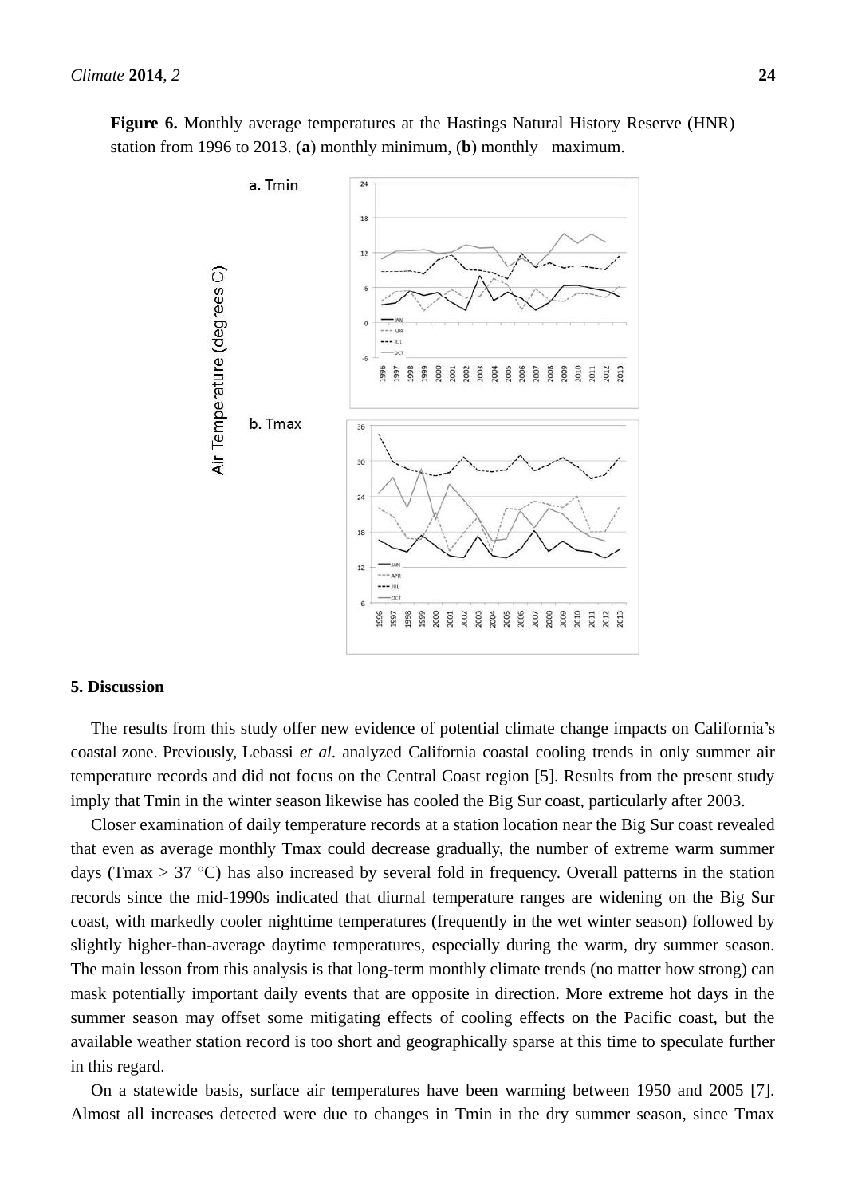**Figure 6.** Monthly average temperatures at the Hastings Natural History Reserve (HNR) station from 1996 to 2013. (**a**) monthly minimum, (**b**) monthly maximum.

## 5. Discussion

The results from this study offer new evidence of potential climate change impacts on California's coastal zone. Previously, Lebassi *et al*. analyzed California coastal cooling trends in only summer air temperature records and did not focus on the Central Coast region [5]. Results from the present study imply that Tmin in the winter season likewise has cooled the Big Sur coast, particularly after 2003.

Closer examination of daily temperature records at a station location near the Big Sur coast revealed that even as average monthly Tmax could decrease gradually, the number of extreme warm summer days (Tmax > 37 °C) has also increased by several fold in frequency. Overall patterns in the station records since the mid-1990s indicated that diurnal temperature ranges are widening on the Big Sur coast, with markedly cooler nighttime temperatures (frequently in the wet winter season) followed by slightly higher-than-average daytime temperatures, especially during the warm, dry summer season. The main lesson from this analysis is that long-term monthly climate trends (no matter how strong) can mask potentially important daily events that are opposite in direction. More extreme hot days in the summer season may offset some mitigating effects of cooling effects on the Pacific coast, but the available weather station record is too short and geographically sparse at this time to speculate further in this regard.

On a statewide basis, surface air temperatures have been warming between 1950 and 2005 [7]. Almost all increases detected were due to changes in Tmin in the dry summer season, since Tmax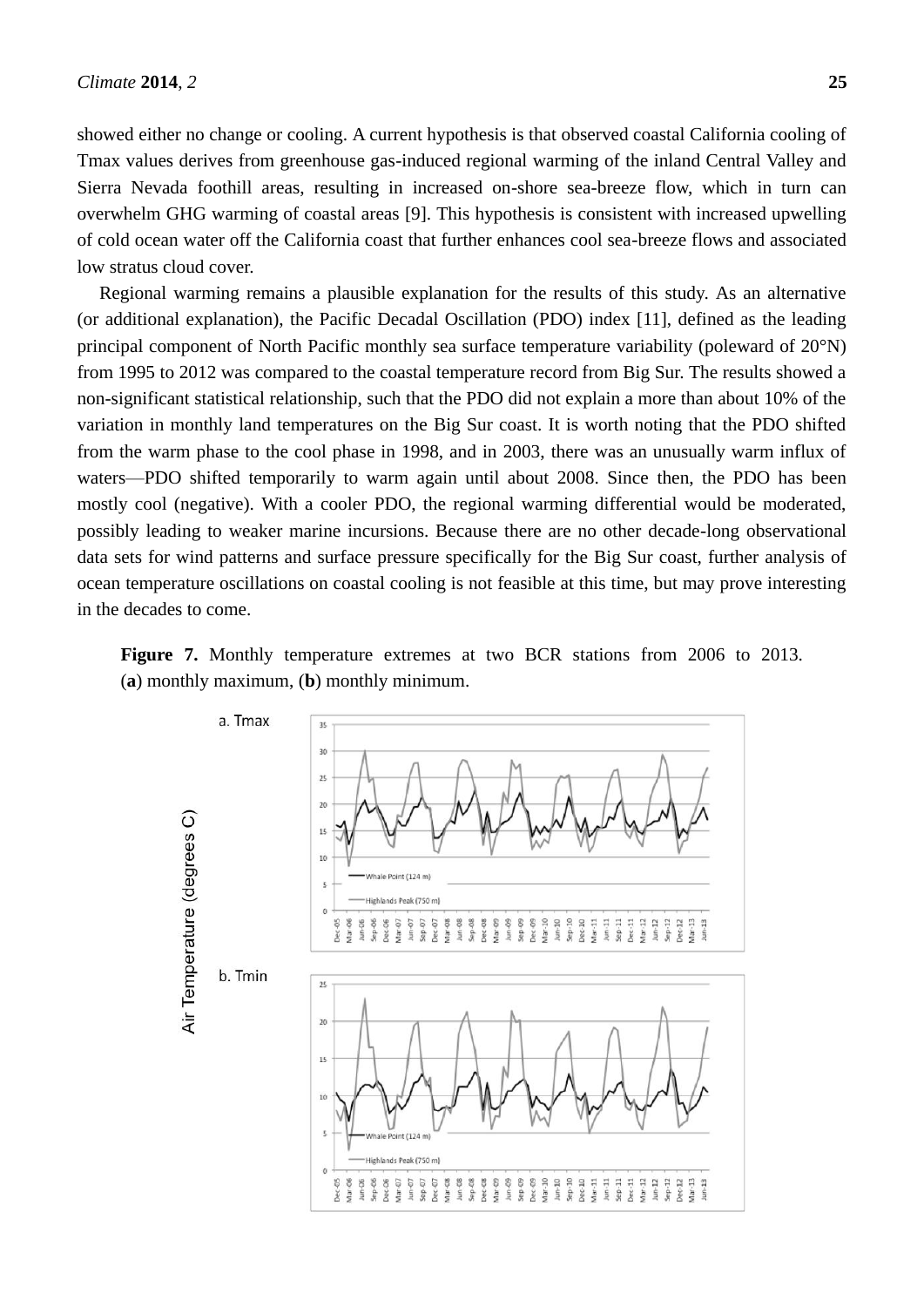showed either no change or cooling. A current hypothesis is that observed coastal California cooling of Tmax values derives from greenhouse gas-induced regional warming of the inland Central Valley and Sierra Nevada foothill areas, resulting in increased on-shore sea-breeze flow, which in turn can overwhelm GHG warming of coastal areas [9]. This hypothesis is consistent with increased upwelling of cold ocean water off the California coast that further enhances cool sea-breeze flows and associated low stratus cloud cover.

Regional warming remains a plausible explanation for the results of this study. As an alternative (or additional explanation), the Pacific Decadal Oscillation (PDO) index [11], defined as the leading principal component of North Pacific monthly sea surface temperature variability (poleward of 20°N) from 1995 to 2012 was compared to the coastal temperature record from Big Sur. The results showed a non-significant statistical relationship, such that the PDO did not explain a more than about 10% of the variation in monthly land temperatures on the Big Sur coast. It is worth noting that the PDO shifted from the warm phase to the cool phase in 1998, and in 2003, there was an unusually warm influx of waters—PDO shifted temporarily to warm again until about 2008. Since then, the PDO has been mostly cool (negative). With a cooler PDO, the regional warming differential would be moderated, possibly leading to weaker marine incursions. Because there are no other decade-long observational data sets for wind patterns and surface pressure specifically for the Big Sur coast, further analysis of ocean temperature oscillations on coastal cooling is not feasible at this time, but may prove interesting in the decades to come.

**Figure 7.** Monthly temperature extremes at two BCR stations from 2006 to 2013. (**a**) monthly maximum, (**b**) monthly minimum.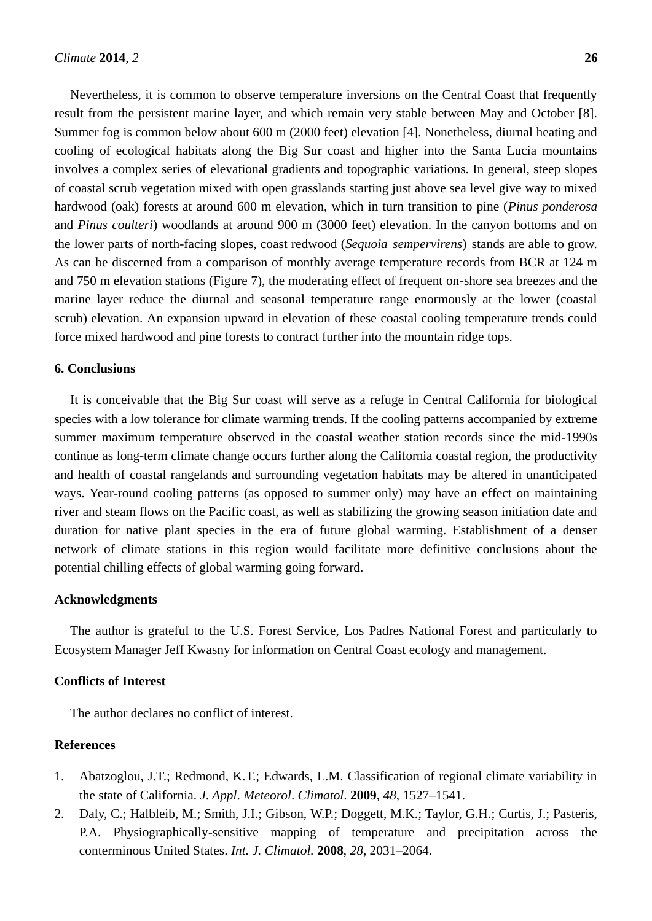Nevertheless, it is common to observe temperature inversions on the Central Coast that frequently result from the persistent marine layer, and which remain very stable between May and October [8]. Summer fog is common below about 600 m (2000 feet) elevation [4]. Nonetheless, diurnal heating and cooling of ecological habitats along the Big Sur coast and higher into the Santa Lucia mountains involves a complex series of elevational gradients and topographic variations. In general, steep slopes of coastal scrub vegetation mixed with open grasslands starting just above sea level give way to mixed hardwood (oak) forests at around 600 m elevation, which in turn transition to pine (*Pinus ponderosa* and *Pinus coulteri*) woodlands at around 900 m (3000 feet) elevation. In the canyon bottoms and on the lower parts of north-facing slopes, coast redwood (*Sequoia sempervirens*) stands are able to grow. As can be discerned from a comparison of monthly average temperature records from BCR at 124 m and 750 m elevation stations (Figure 7), the moderating effect of frequent on-shore sea breezes and the marine layer reduce the diurnal and seasonal temperature range enormously at the lower (coastal scrub) elevation. An expansion upward in elevation of these coastal cooling temperature trends could force mixed hardwood and pine forests to contract further into the mountain ridge tops.

## 6. Conclusions

It is conceivable that the Big Sur coast will serve as a refuge in Central California for biological species with a low tolerance for climate warming trends. If the cooling patterns accompanied by extreme summer maximum temperature observed in the coastal weather station records since the mid-1990s continue as long-term climate change occurs further along the California coastal region, the productivity and health of coastal rangelands and surrounding vegetation habitats may be altered in unanticipated ways. Year-round cooling patterns (as opposed to summer only) may have an effect on maintaining river and steam flows on the Pacific coast, as well as stabilizing the growing season initiation date and duration for native plant species in the era of future global warming. Establishment of a denser network of climate stations in this region would facilitate more definitive conclusions about the potential chilling effects of global warming going forward.

## Acknowledgments

The author is grateful to the U.S. Forest Service, Los Padres National Forest and particularly to Ecosystem Manager Jeff Kwasny for information on Central Coast ecology and management.

## Conflicts of Interest

The author declares no conflict of interest.

## References

1. Abatzoglou, J.T.; Redmond, K.T.; Edwards, L.M. Classification of regional climate variability in the state of California. *J. Appl. Meteorol. Climatol.* **2009**, *48*, 1527–1541.
2. Daly, C.; Halbleib, M.; Smith, J.I.; Gibson, W.P.; Doggett, M.K.; Taylor, G.H.; Curtis, J.; Pasteris, P.A. Physiographically-sensitive mapping of temperature and precipitation across the conterminous United States. *Int. J. Climatol.* **2008**, *28*, 2031–2064.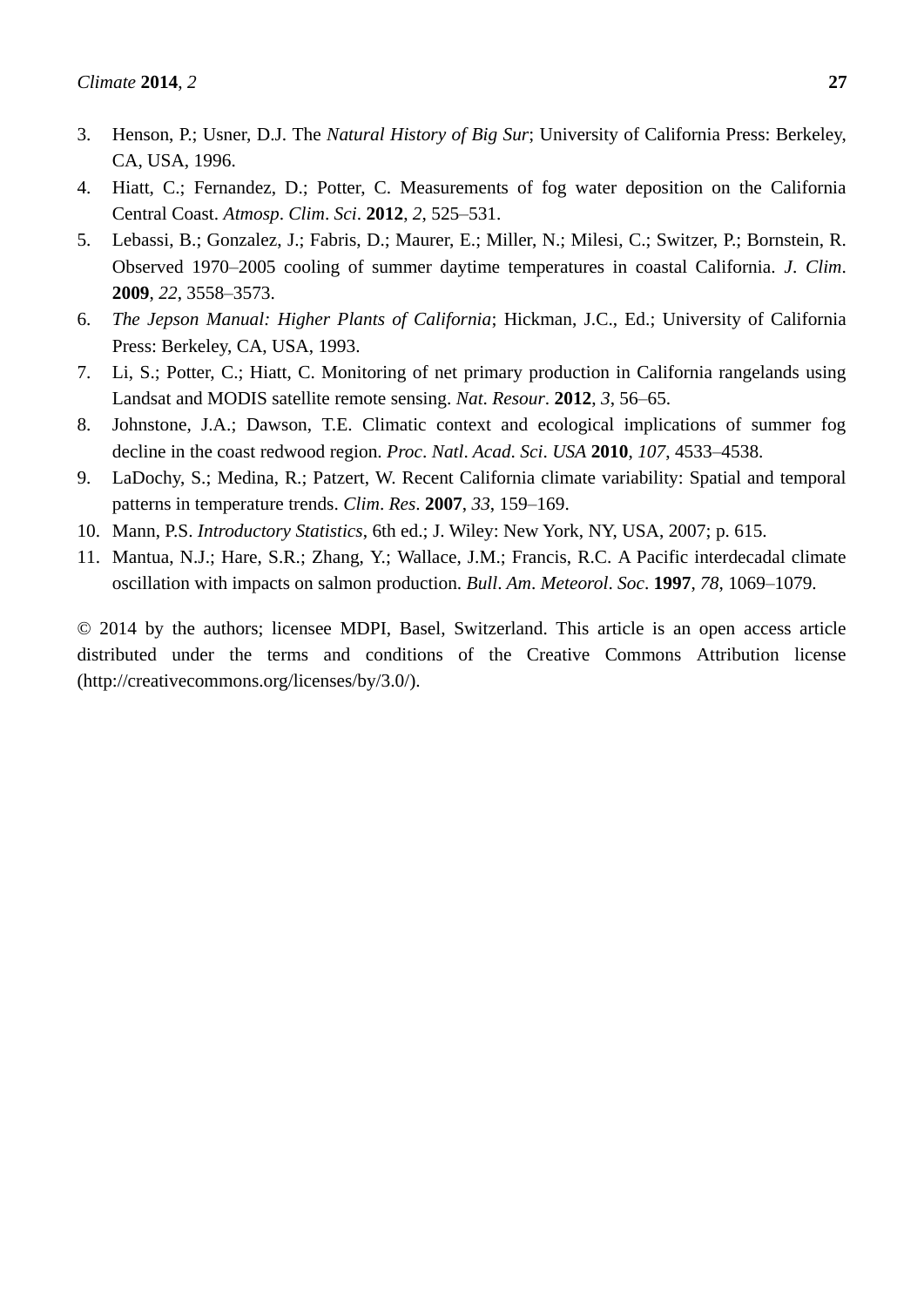3. Henson, P.; Usner, D.J. The *Natural History of Big Sur*; University of California Press: Berkeley, CA, USA, 1996.
4. Hiatt, C.; Fernandez, D.; Potter, C. Measurements of fog water deposition on the California Central Coast. *Atmosp*. *Clim*. *Sci*. **2012**, *2*, 525–531.
5. Lebassi, B.; Gonzalez, J.; Fabris, D.; Maurer, E.; Miller, N.; Milesi, C.; Switzer, P.; Bornstein, R. Observed 1970–2005 cooling of summer daytime temperatures in coastal California. *J*. *Clim*. **2009**, *22*, 3558–3573.
6. *The Jepson Manual: Higher Plants of California*; Hickman, J.C., Ed.; University of California Press: Berkeley, CA, USA, 1993.
7. Li, S.; Potter, C.; Hiatt, C. Monitoring of net primary production in California rangelands using Landsat and MODIS satellite remote sensing. *Nat*. *Resour*. **2012**, *3*, 56–65.
8. Johnstone, J.A.; Dawson, T.E. Climatic context and ecological implications of summer fog decline in the coast redwood region. *Proc*. *Natl*. *Acad*. *Sci*. *USA* **2010**, *107*, 4533–4538.
9. LaDochy, S.; Medina, R.; Patzert, W. Recent California climate variability: Spatial and temporal patterns in temperature trends. *Clim*. *Res*. **2007**, *33*, 159–169.
10. Mann, P.S. *Introductory Statistics*, 6th ed.; J. Wiley: New York, NY, USA, 2007; p. 615.
11. Mantua, N.J.; Hare, S.R.; Zhang, Y.; Wallace, J.M.; Francis, R.C. A Pacific interdecadal climate oscillation with impacts on salmon production. *Bull*. *Am*. *Meteorol*. *Soc*. **1997**, *78*, 1069–1079.

© 2014 by the authors; licensee MDPI, Basel, Switzerland. This article is an open access article distributed under the terms and conditions of the Creative Commons Attribution license (http://creativecommons.org/licenses/by/3.0/).